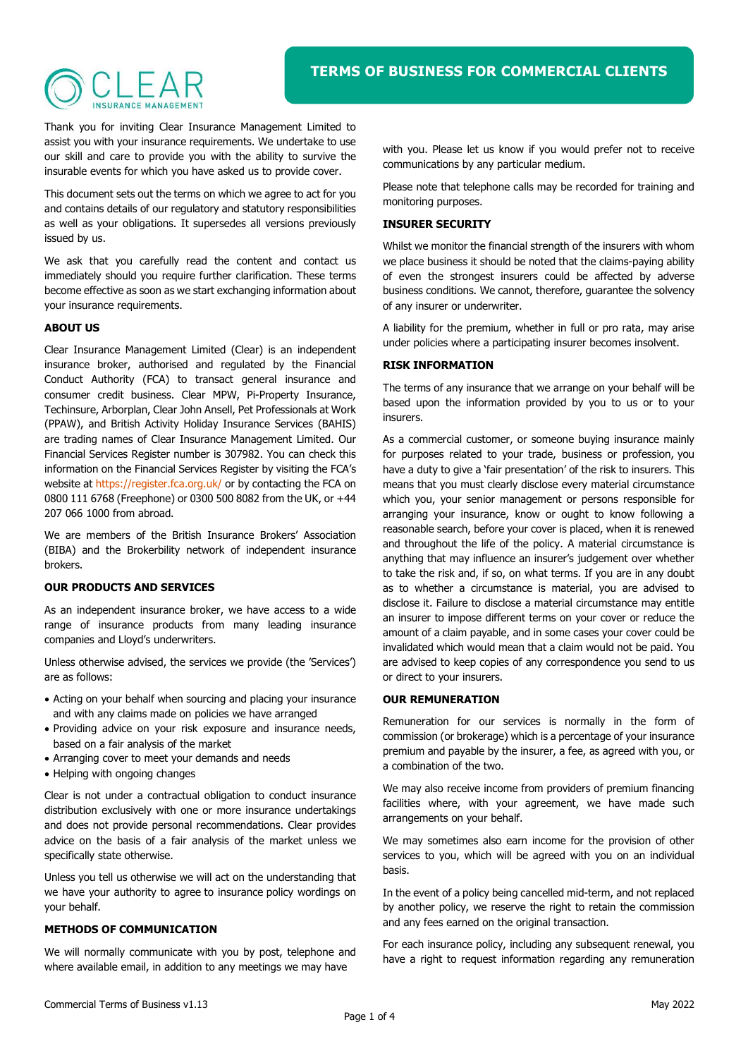# TERMS OF BUSINESS FOR COMMERCIAL CLIENTS

Thank you for inviting Clear Insurance Management Limited to assist you with your insurance requirements. We undertake to use our skill and care to provide you with the ability to survive the insurable events for which you have asked us to provide cover.

This document sets out the terms on which we agree to act for you and contains details of our regulatory and statutory responsibilities as well as your obligations. It supersedes all versions previously issued by us.

We ask that you carefully read the content and contact us immediately should you require further clarification. These terms become effective as soon as we start exchanging information about your insurance requirements.

## ABOUT US

Clear Insurance Management Limited (Clear) is an independent insurance broker, authorised and regulated by the Financial Conduct Authority (FCA) to transact general insurance and consumer credit business. Clear MPW, Pi-Property Insurance, Techinsure, Arborplan, Clear John Ansell, Pet Professionals at Work (PPAW), and British Activity Holiday Insurance Services (BAHIS) are trading names of Clear Insurance Management Limited. Our Financial Services Register number is 307982. You can check this information on the Financial Services Register by visiting the FCA's website at https://register.fca.org.uk/ or by contacting the FCA on 0800 111 6768 (Freephone) or 0300 500 8082 from the UK, or +44 207 066 1000 from abroad.

We are members of the British Insurance Brokers' Association (BIBA) and the Brokerbility network of independent insurance brokers.

## OUR PRODUCTS AND SERVICES

As an independent insurance broker, we have access to a wide range of insurance products from many leading insurance companies and Lloyd's underwriters.

Unless otherwise advised, the services we provide (the 'Services') are as follows:

- Acting on your behalf when sourcing and placing your insurance and with any claims made on policies we have arranged
- Providing advice on your risk exposure and insurance needs, based on a fair analysis of the market
- Arranging cover to meet your demands and needs
- Helping with ongoing changes

Clear is not under a contractual obligation to conduct insurance distribution exclusively with one or more insurance undertakings and does not provide personal recommendations. Clear provides advice on the basis of a fair analysis of the market unless we specifically state otherwise.

Unless you tell us otherwise we will act on the understanding that we have your authority to agree to insurance policy wordings on your behalf.

## METHODS OF COMMUNICATION

We will normally communicate with you by post, telephone and where available email, in addition to any meetings we may have with you. Please let us know if you would prefer not to receive communications by any particular medium.

Please note that telephone calls may be recorded for training and monitoring purposes.

## INSURER SECURITY

Whilst we monitor the financial strength of the insurers with whom we place business it should be noted that the claims-paying ability of even the strongest insurers could be affected by adverse business conditions. We cannot, therefore, guarantee the solvency of any insurer or underwriter.

A liability for the premium, whether in full or pro rata, may arise under policies where a participating insurer becomes insolvent.

## RISK INFORMATION

The terms of any insurance that we arrange on your behalf will be based upon the information provided by you to us or to your insurers.

As a commercial customer, or someone buying insurance mainly for purposes related to your trade, business or profession, you have a duty to give a 'fair presentation' of the risk to insurers. This means that you must clearly disclose every material circumstance which you, your senior management or persons responsible for arranging your insurance, know or ought to know following a reasonable search, before your cover is placed, when it is renewed and throughout the life of the policy. A material circumstance is anything that may influence an insurer's judgement over whether to take the risk and, if so, on what terms. If you are in any doubt as to whether a circumstance is material, you are advised to disclose it. Failure to disclose a material circumstance may entitle an insurer to impose different terms on your cover or reduce the amount of a claim payable, and in some cases your cover could be invalidated which would mean that a claim would not be paid. You are advised to keep copies of any correspondence you send to us or direct to your insurers.

## OUR REMUNERATION

Remuneration for our services is normally in the form of commission (or brokerage) which is a percentage of your insurance premium and payable by the insurer, a fee, as agreed with you, or a combination of the two.

We may also receive income from providers of premium financing facilities where, with your agreement, we have made such arrangements on your behalf.

We may sometimes also earn income for the provision of other services to you, which will be agreed with you on an individual basis.

In the event of a policy being cancelled mid-term, and not replaced by another policy, we reserve the right to retain the commission and any fees earned on the original transaction.

For each insurance policy, including any subsequent renewal, you have a right to request information regarding any remuneration

Commercial Terms of Business v1.13 May 2022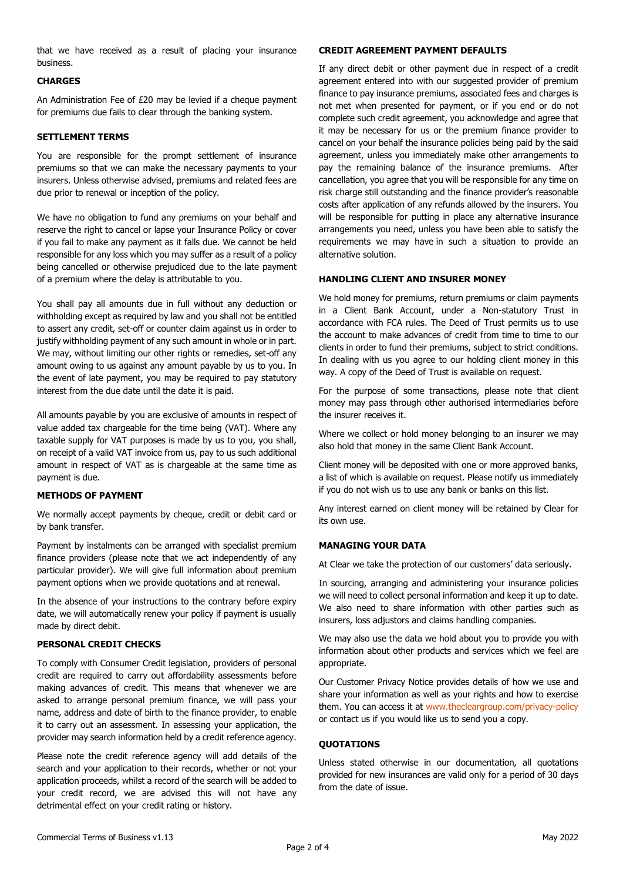that we have received as a result of placing your insurance business.

## CHARGES

An Administration Fee of £20 may be levied if a cheque payment for premiums due fails to clear through the banking system.

## SETTLEMENT TERMS

You are responsible for the prompt settlement of insurance premiums so that we can make the necessary payments to your insurers. Unless otherwise advised, premiums and related fees are due prior to renewal or inception of the policy.

We have no obligation to fund any premiums on your behalf and reserve the right to cancel or lapse your Insurance Policy or cover if you fail to make any payment as it falls due. We cannot be held responsible for any loss which you may suffer as a result of a policy being cancelled or otherwise prejudiced due to the late payment of a premium where the delay is attributable to you.

You shall pay all amounts due in full without any deduction or withholding except as required by law and you shall not be entitled to assert any credit, set-off or counter claim against us in order to justify withholding payment of any such amount in whole or in part. We may, without limiting our other rights or remedies, set-off any amount owing to us against any amount payable by us to you. In the event of late payment, you may be required to pay statutory interest from the due date until the date it is paid.

All amounts payable by you are exclusive of amounts in respect of value added tax chargeable for the time being (VAT). Where any taxable supply for VAT purposes is made by us to you, you shall, on receipt of a valid VAT invoice from us, pay to us such additional amount in respect of VAT as is chargeable at the same time as payment is due.

## METHODS OF PAYMENT

We normally accept payments by cheque, credit or debit card or by bank transfer.

Payment by instalments can be arranged with specialist premium finance providers (please note that we act independently of any particular provider). We will give full information about premium payment options when we provide quotations and at renewal.

In the absence of your instructions to the contrary before expiry date, we will automatically renew your policy if payment is usually made by direct debit.

## PERSONAL CREDIT CHECKS

To comply with Consumer Credit legislation, providers of personal credit are required to carry out affordability assessments before making advances of credit. This means that whenever we are asked to arrange personal premium finance, we will pass your name, address and date of birth to the finance provider, to enable it to carry out an assessment. In assessing your application, the provider may search information held by a credit reference agency.

Please note the credit reference agency will add details of the search and your application to their records, whether or not your application proceeds, whilst a record of the search will be added to your credit record, we are advised this will not have any detrimental effect on your credit rating or history.

## CREDIT AGREEMENT PAYMENT DEFAULTS

If any direct debit or other payment due in respect of a credit agreement entered into with our suggested provider of premium finance to pay insurance premiums, associated fees and charges is not met when presented for payment, or if you end or do not complete such credit agreement, you acknowledge and agree that it may be necessary for us or the premium finance provider to cancel on your behalf the insurance policies being paid by the said agreement, unless you immediately make other arrangements to pay the remaining balance of the insurance premiums. After cancellation, you agree that you will be responsible for any time on risk charge still outstanding and the finance provider's reasonable costs after application of any refunds allowed by the insurers. You will be responsible for putting in place any alternative insurance arrangements you need, unless you have been able to satisfy the requirements we may have in such a situation to provide an alternative solution.

## HANDLING CLIENT AND INSURER MONEY

We hold money for premiums, return premiums or claim payments in a Client Bank Account, under a Non-statutory Trust in accordance with FCA rules. The Deed of Trust permits us to use the account to make advances of credit from time to time to our clients in order to fund their premiums, subject to strict conditions. In dealing with us you agree to our holding client money in this way. A copy of the Deed of Trust is available on request.

For the purpose of some transactions, please note that client money may pass through other authorised intermediaries before the insurer receives it.

Where we collect or hold money belonging to an insurer we may also hold that money in the same Client Bank Account.

Client money will be deposited with one or more approved banks, a list of which is available on request. Please notify us immediately if you do not wish us to use any bank or banks on this list.

Any interest earned on client money will be retained by Clear for its own use.

## MANAGING YOUR DATA

At Clear we take the protection of our customers' data seriously.

In sourcing, arranging and administering your insurance policies we will need to collect personal information and keep it up to date. We also need to share information with other parties such as insurers, loss adjustors and claims handling companies.

We may also use the data we hold about you to provide you with information about other products and services which we feel are appropriate.

Our Customer Privacy Notice provides details of how we use and share your information as well as your rights and how to exercise them. You can access it at www.thecleargroup.com/privacy-policy or contact us if you would like us to send you a copy.

## QUOTATIONS

Unless stated otherwise in our documentation, all quotations provided for new insurances are valid only for a period of 30 days from the date of issue.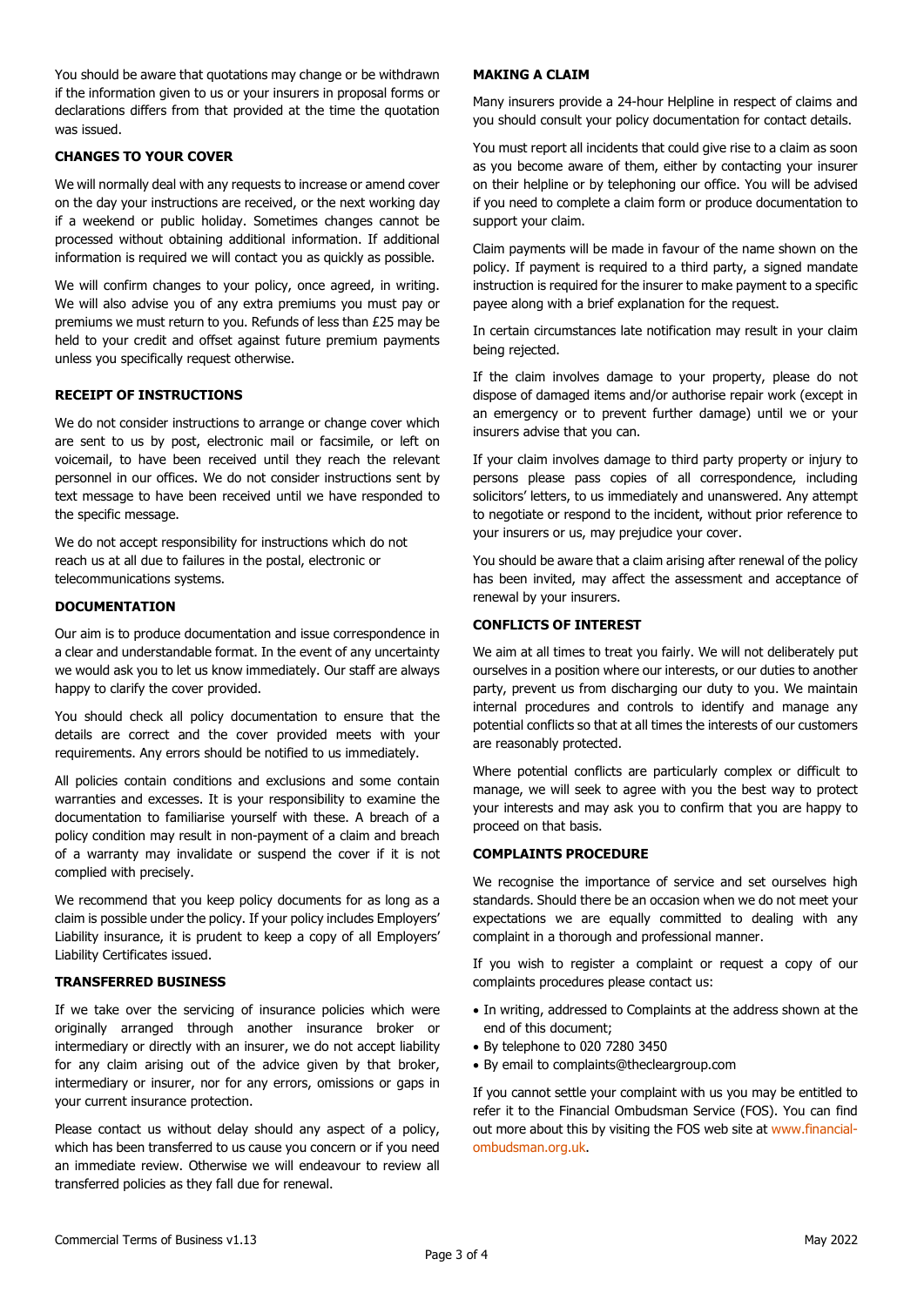You should be aware that quotations may change or be withdrawn if the information given to us or your insurers in proposal forms or declarations differs from that provided at the time the quotation was issued.

**CHANGES TO YOUR COVER**

We will normally deal with any requests to increase or amend cover on the day your instructions are received, or the next working day if a weekend or public holiday. Sometimes changes cannot be processed without obtaining additional information. If additional information is required we will contact you as quickly as possible.

We will confirm changes to your policy, once agreed, in writing. We will also advise you of any extra premiums you must pay or premiums we must return to you. Refunds of less than £25 may be held to your credit and offset against future premium payments unless you specifically request otherwise.

**RECEIPT OF INSTRUCTIONS**

We do not consider instructions to arrange or change cover which are sent to us by post, electronic mail or facsimile, or left on voicemail, to have been received until they reach the relevant personnel in our offices. We do not consider instructions sent by text message to have been received until we have responded to the specific message.

We do not accept responsibility for instructions which do not reach us at all due to failures in the postal, electronic or telecommunications systems.

**DOCUMENTATION**

Our aim is to produce documentation and issue correspondence in a clear and understandable format. In the event of any uncertainty we would ask you to let us know immediately. Our staff are always happy to clarify the cover provided.

You should check all policy documentation to ensure that the details are correct and the cover provided meets with your requirements. Any errors should be notified to us immediately.

All policies contain conditions and exclusions and some contain warranties and excesses. It is your responsibility to examine the documentation to familiarise yourself with these. A breach of a policy condition may result in non-payment of a claim and breach of a warranty may invalidate or suspend the cover if it is not complied with precisely.

We recommend that you keep policy documents for as long as a claim is possible under the policy. If your policy includes Employers' Liability insurance, it is prudent to keep a copy of all Employers' Liability Certificates issued.

**TRANSFERRED BUSINESS**

If we take over the servicing of insurance policies which were originally arranged through another insurance broker or intermediary or directly with an insurer, we do not accept liability for any claim arising out of the advice given by that broker, intermediary or insurer, nor for any errors, omissions or gaps in your current insurance protection.

Please contact us without delay should any aspect of a policy, which has been transferred to us cause you concern or if you need an immediate review. Otherwise we will endeavour to review all transferred policies as they fall due for renewal.

**MAKING A CLAIM**

Many insurers provide a 24-hour Helpline in respect of claims and you should consult your policy documentation for contact details.

You must report all incidents that could give rise to a claim as soon as you become aware of them, either by contacting your insurer on their helpline or by telephoning our office. You will be advised if you need to complete a claim form or produce documentation to support your claim.

Claim payments will be made in favour of the name shown on the policy. If payment is required to a third party, a signed mandate instruction is required for the insurer to make payment to a specific payee along with a brief explanation for the request.

In certain circumstances late notification may result in your claim being rejected.

If the claim involves damage to your property, please do not dispose of damaged items and/or authorise repair work (except in an emergency or to prevent further damage) until we or your insurers advise that you can.

If your claim involves damage to third party property or injury to persons please pass copies of all correspondence, including solicitors' letters, to us immediately and unanswered. Any attempt to negotiate or respond to the incident, without prior reference to your insurers or us, may prejudice your cover.

You should be aware that a claim arising after renewal of the policy has been invited, may affect the assessment and acceptance of renewal by your insurers.

**CONFLICTS OF INTEREST**

We aim at all times to treat you fairly. We will not deliberately put ourselves in a position where our interests, or our duties to another party, prevent us from discharging our duty to you. We maintain internal procedures and controls to identify and manage any potential conflicts so that at all times the interests of our customers are reasonably protected.

Where potential conflicts are particularly complex or difficult to manage, we will seek to agree with you the best way to protect your interests and may ask you to confirm that you are happy to proceed on that basis.

**COMPLAINTS PROCEDURE**

We recognise the importance of service and set ourselves high standards. Should there be an occasion when we do not meet your expectations we are equally committed to dealing with any complaint in a thorough and professional manner.

If you wish to register a complaint or request a copy of our complaints procedures please contact us:

- In writing, addressed to Complaints at the address shown at the end of this document;
- By telephone to 020 7280 3450
- By email to complaints@thecleargroup.com

If you cannot settle your complaint with us you may be entitled to refer it to the Financial Ombudsman Service (FOS). You can find out more about this by visiting the FOS web site at www.financial-ombudsman.org.uk.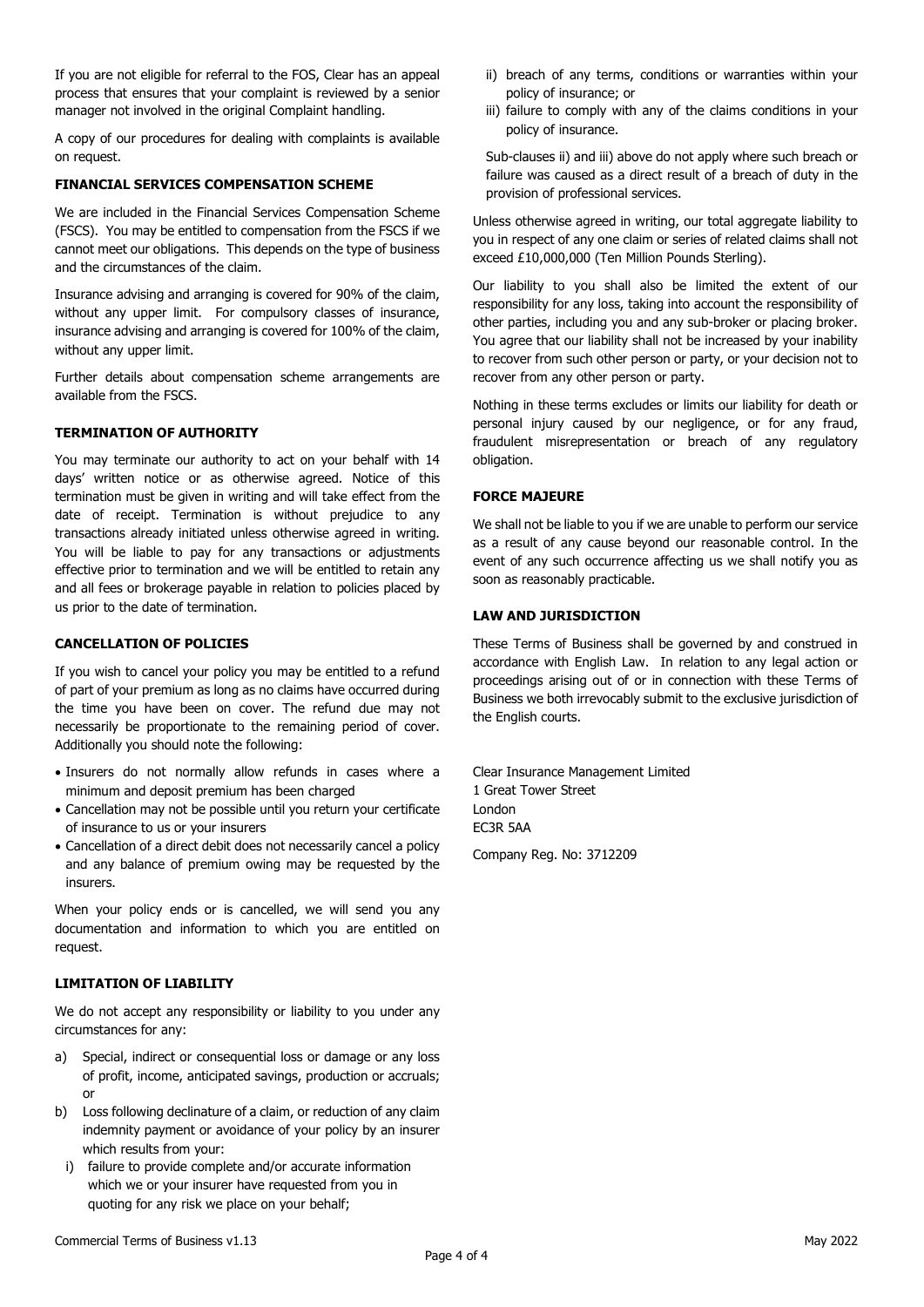If you are not eligible for referral to the FOS, Clear has an appeal process that ensures that your complaint is reviewed by a senior manager not involved in the original Complaint handling.

A copy of our procedures for dealing with complaints is available on request.

### FINANCIAL SERVICES COMPENSATION SCHEME

We are included in the Financial Services Compensation Scheme (FSCS). You may be entitled to compensation from the FSCS if we cannot meet our obligations. This depends on the type of business and the circumstances of the claim.

Insurance advising and arranging is covered for 90% of the claim, without any upper limit. For compulsory classes of insurance, insurance advising and arranging is covered for 100% of the claim, without any upper limit.

Further details about compensation scheme arrangements are available from the FSCS.

### TERMINATION OF AUTHORITY

You may terminate our authority to act on your behalf with 14 days' written notice or as otherwise agreed. Notice of this termination must be given in writing and will take effect from the date of receipt. Termination is without prejudice to any transactions already initiated unless otherwise agreed in writing. You will be liable to pay for any transactions or adjustments effective prior to termination and we will be entitled to retain any and all fees or brokerage payable in relation to policies placed by us prior to the date of termination.

### CANCELLATION OF POLICIES

If you wish to cancel your policy you may be entitled to a refund of part of your premium as long as no claims have occurred during the time you have been on cover. The refund due may not necessarily be proportionate to the remaining period of cover. Additionally you should note the following:

- Insurers do not normally allow refunds in cases where a minimum and deposit premium has been charged
- Cancellation may not be possible until you return your certificate of insurance to us or your insurers
- Cancellation of a direct debit does not necessarily cancel a policy and any balance of premium owing may be requested by the insurers.

When your policy ends or is cancelled, we will send you any documentation and information to which you are entitled on request.

### LIMITATION OF LIABILITY

We do not accept any responsibility or liability to you under any circumstances for any:

a) Special, indirect or consequential loss or damage or any loss of profit, income, anticipated savings, production or accruals; or

b) Loss following declinature of a claim, or reduction of any claim indemnity payment or avoidance of your policy by an insurer which results from your:

   i) failure to provide complete and/or accurate information which we or your insurer have requested from you in quoting for any risk we place on your behalf;

   ii) breach of any terms, conditions or warranties within your policy of insurance; or

   iii) failure to comply with any of the claims conditions in your policy of insurance.

Sub-clauses ii) and iii) above do not apply where such breach or failure was caused as a direct result of a breach of duty in the provision of professional services.

Unless otherwise agreed in writing, our total aggregate liability to you in respect of any one claim or series of related claims shall not exceed £10,000,000 (Ten Million Pounds Sterling).

Our liability to you shall also be limited the extent of our responsibility for any loss, taking into account the responsibility of other parties, including you and any sub-broker or placing broker. You agree that our liability shall not be increased by your inability to recover from such other person or party, or your decision not to recover from any other person or party.

Nothing in these terms excludes or limits our liability for death or personal injury caused by our negligence, or for any fraud, fraudulent misrepresentation or breach of any regulatory obligation.

### FORCE MAJEURE

We shall not be liable to you if we are unable to perform our service as a result of any cause beyond our reasonable control. In the event of any such occurrence affecting us we shall notify you as soon as reasonably practicable.

### LAW AND JURISDICTION

These Terms of Business shall be governed by and construed in accordance with English Law. In relation to any legal action or proceedings arising out of or in connection with these Terms of Business we both irrevocably submit to the exclusive jurisdiction of the English courts.

Clear Insurance Management Limited
1 Great Tower Street
London
EC3R 5AA

Company Reg. No: 3712209